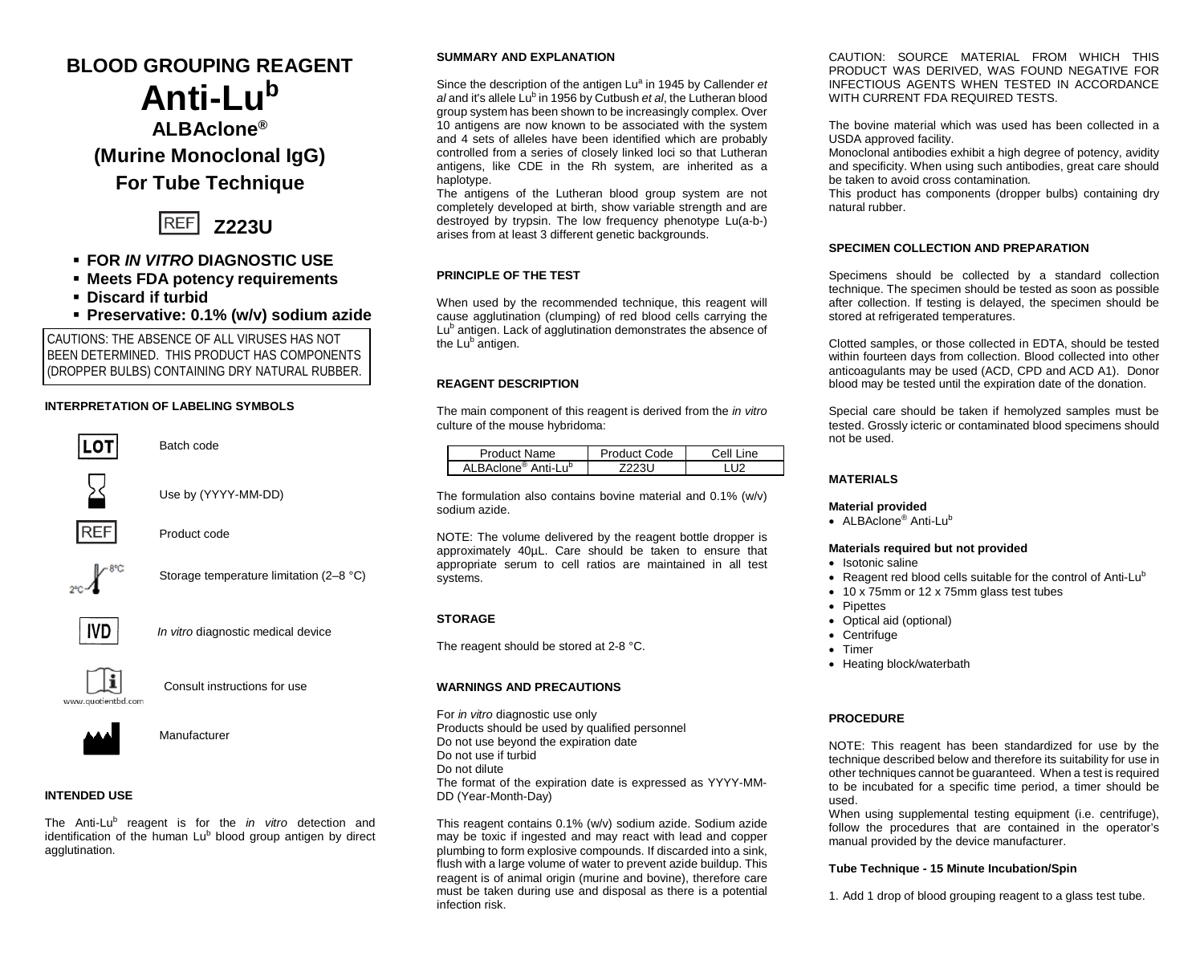# BLOOD GROUPING REAGENT

# Anti-Lu[b]

## ALBAclone®

## (Murine Monoclonal IgG)

## For Tube Technique

REF **Z223U**

- **FOR *IN VITRO* DIAGNOSTIC USE**
- **Meets FDA potency requirements**
- **Discard if turbid**
- **Preservative: 0.1% (w/v) sodium azide**

CAUTIONS: THE ABSENCE OF ALL VIRUSES HAS NOT BEEN DETERMINED. THIS PRODUCT HAS COMPONENTS (DROPPER BULBS) CONTAINING DRY NATURAL RUBBER.

### INTERPRETATION OF LABELING SYMBOLS

| Symbol | Meaning |
|---|---|
| LOT | Batch code |
| | Use by (YYYY-MM-DD) |
| REF | Product code |
| 2°C–8°C | Storage temperature limitation (2–8 °C) |
| IVD | *In vitro* diagnostic medical device |
| www.quotientbd.com | Consult instructions for use |
| | Manufacturer |

### INTENDED USE

The Anti-Lu[b] reagent is for the *in vitro* detection and identification of the human Lu[b] blood group antigen by direct agglutination.

### SUMMARY AND EXPLANATION

Since the description of the antigen Lu[a] in 1945 by Callender *et al* and it's allele Lu[b] in 1956 by Cutbush *et al*, the Lutheran blood group system has been shown to be increasingly complex. Over 10 antigens are now known to be associated with the system and 4 sets of alleles have been identified which are probably controlled from a series of closely linked loci so that Lutheran antigens, like CDE in the Rh system, are inherited as a haplotype.

The antigens of the Lutheran blood group system are not completely developed at birth, show variable strength and are destroyed by trypsin. The low frequency phenotype Lu(a-b-) arises from at least 3 different genetic backgrounds.

### PRINCIPLE OF THE TEST

When used by the recommended technique, this reagent will cause agglutination (clumping) of red blood cells carrying the Lu[b] antigen. Lack of agglutination demonstrates the absence of the Lu[b] antigen.

### REAGENT DESCRIPTION

The main component of this reagent is derived from the *in vitro* culture of the mouse hybridoma:

| Product Name | Product Code | Cell Line |
|---|---|---|
| ALBAclone® Anti-Lu[b] | Z223U | LU2 |

The formulation also contains bovine material and 0.1% (w/v) sodium azide.

NOTE: The volume delivered by the reagent bottle dropper is approximately 40µL. Care should be taken to ensure that appropriate serum to cell ratios are maintained in all test systems.

### STORAGE

The reagent should be stored at 2-8 °C.

### WARNINGS AND PRECAUTIONS

For *in vitro* diagnostic use only
Products should be used by qualified personnel
Do not use beyond the expiration date
Do not use if turbid
Do not dilute
The format of the expiration date is expressed as YYYY-MM-DD (Year-Month-Day)

This reagent contains 0.1% (w/v) sodium azide. Sodium azide may be toxic if ingested and may react with lead and copper plumbing to form explosive compounds. If discarded into a sink, flush with a large volume of water to prevent azide buildup. This reagent is of animal origin (murine and bovine), therefore care must be taken during use and disposal as there is a potential infection risk.

CAUTION: SOURCE MATERIAL FROM WHICH THIS PRODUCT WAS DERIVED, WAS FOUND NEGATIVE FOR INFECTIOUS AGENTS WHEN TESTED IN ACCORDANCE WITH CURRENT FDA REQUIRED TESTS.

The bovine material which was used has been collected in a USDA approved facility.
Monoclonal antibodies exhibit a high degree of potency, avidity and specificity. When using such antibodies, great care should be taken to avoid cross contamination.
This product has components (dropper bulbs) containing dry natural rubber.

### SPECIMEN COLLECTION AND PREPARATION

Specimens should be collected by a standard collection technique. The specimen should be tested as soon as possible after collection. If testing is delayed, the specimen should be stored at refrigerated temperatures.

Clotted samples, or those collected in EDTA, should be tested within fourteen days from collection. Blood collected into other anticoagulants may be used (ACD, CPD and ACD A1). Donor blood may be tested until the expiration date of the donation.

Special care should be taken if hemolyzed samples must be tested. Grossly icteric or contaminated blood specimens should not be used.

### MATERIALS

**Material provided**

- ALBAclone® Anti-Lu[b]

**Materials required but not provided**

- Isotonic saline
- Reagent red blood cells suitable for the control of Anti-Lu[b]
- 10 x 75mm or 12 x 75mm glass test tubes
- Pipettes
- Optical aid (optional)
- Centrifuge
- Timer
- Heating block/waterbath

### PROCEDURE

NOTE: This reagent has been standardized for use by the technique described below and therefore its suitability for use in other techniques cannot be guaranteed. When a test is required to be incubated for a specific time period, a timer should be used.
When using supplemental testing equipment (i.e. centrifuge), follow the procedures that are contained in the operator's manual provided by the device manufacturer.

**Tube Technique - 15 Minute Incubation/Spin**

1. Add 1 drop of blood grouping reagent to a glass test tube.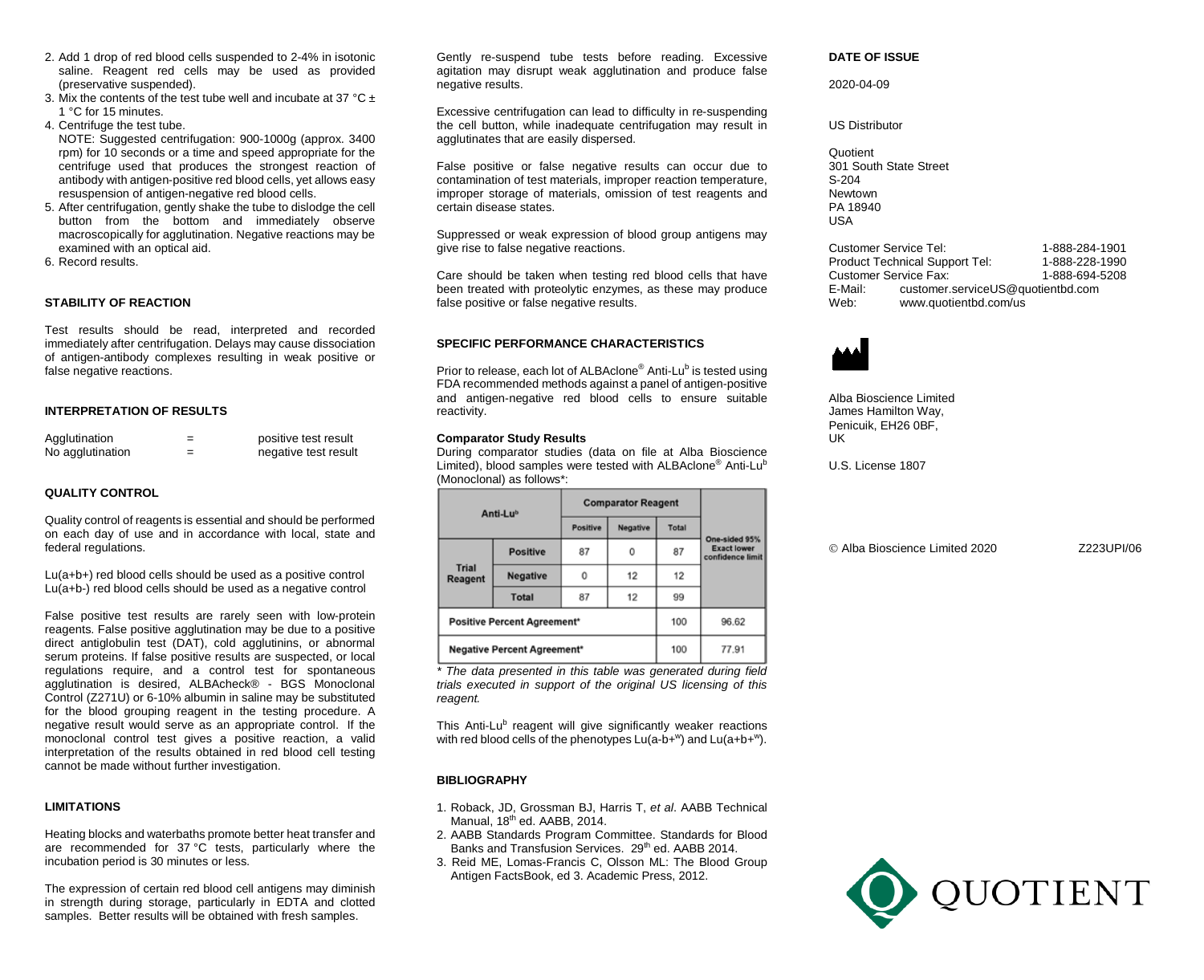2. Add 1 drop of red blood cells suspended to 2-4% in isotonic saline. Reagent red cells may be used as provided (preservative suspended).
3. Mix the contents of the test tube well and incubate at 37 °C ± 1 °C for 15 minutes.
4. Centrifuge the test tube.
   NOTE: Suggested centrifugation: 900-1000g (approx. 3400 rpm) for 10 seconds or a time and speed appropriate for the centrifuge used that produces the strongest reaction of antibody with antigen-positive red blood cells, yet allows easy resuspension of antigen-negative red blood cells.
5. After centrifugation, gently shake the tube to dislodge the cell button from the bottom and immediately observe macroscopically for agglutination. Negative reactions may be examined with an optical aid.
6. Record results.

## STABILITY OF REACTION

Test results should be read, interpreted and recorded immediately after centrifugation. Delays may cause dissociation of antigen-antibody complexes resulting in weak positive or false negative reactions.

## INTERPRETATION OF RESULTS

| | | |
|---|---|---|
| Agglutination | = | positive test result |
| No agglutination | = | negative test result |

## QUALITY CONTROL

Quality control of reagents is essential and should be performed on each day of use and in accordance with local, state and federal regulations.

Lu(a+b+) red blood cells should be used as a positive control
Lu(a+b-) red blood cells should be used as a negative control

False positive test results are rarely seen with low-protein reagents. False positive agglutination may be due to a positive direct antiglobulin test (DAT), cold agglutinins, or abnormal serum proteins. If false positive results are suspected, or local regulations require, and a control test for spontaneous agglutination is desired, ALBAcheck® - BGS Monoclonal Control (Z271U) or 6-10% albumin in saline may be substituted for the blood grouping reagent in the testing procedure. A negative result would serve as an appropriate control. If the monoclonal control test gives a positive reaction, a valid interpretation of the results obtained in red blood cell testing cannot be made without further investigation.

## LIMITATIONS

Heating blocks and waterbaths promote better heat transfer and are recommended for 37 °C tests, particularly where the incubation period is 30 minutes or less.

The expression of certain red blood cell antigens may diminish in strength during storage, particularly in EDTA and clotted samples. Better results will be obtained with fresh samples.

Gently re-suspend tube tests before reading. Excessive agitation may disrupt weak agglutination and produce false negative results.

Excessive centrifugation can lead to difficulty in re-suspending the cell button, while inadequate centrifugation may result in agglutinates that are easily dispersed.

False positive or false negative results can occur due to contamination of test materials, improper reaction temperature, improper storage of materials, omission of test reagents and certain disease states.

Suppressed or weak expression of blood group antigens may give rise to false negative reactions.

Care should be taken when testing red blood cells that have been treated with proteolytic enzymes, as these may produce false positive or false negative results.

## SPECIFIC PERFORMANCE CHARACTERISTICS

Prior to release, each lot of ALBAclone® Anti-Lu$^{b}$ is tested using FDA recommended methods against a panel of antigen-positive and antigen-negative red blood cells to ensure suitable reactivity.

### Comparator Study Results

During comparator studies (data on file at Alba Bioscience Limited), blood samples were tested with ALBAclone® Anti-Lu$^{b}$ (Monoclonal) as follows*:

| Anti-Lu$^{b}$ | | Comparator Reagent | | | One-sided 95% Exact lower confidence limit |
|---|---|---|---|---|---|
| | | Positive | Negative | Total | |
| Trial Reagent | Positive | 87 | 0 | 87 | |
| | Negative | 0 | 12 | 12 | |
| | Total | 87 | 12 | 99 | |
| Positive Percent Agreement* | | | | 100 | 96.62 |
| Negative Percent Agreement* | | | | 100 | 77.91 |

*\* The data presented in this table was generated during field trials executed in support of the original US licensing of this reagent.*

This Anti-Lu$^{b}$ reagent will give significantly weaker reactions with red blood cells of the phenotypes Lu(a-b+$^{w}$) and Lu(a+b+$^{w}$).

## BIBLIOGRAPHY

1. Roback, JD, Grossman BJ, Harris T, *et al*. AABB Technical Manual, 18th ed. AABB, 2014.
2. AABB Standards Program Committee. Standards for Blood Banks and Transfusion Services. 29th ed. AABB 2014.
3. Reid ME, Lomas-Francis C, Olsson ML: The Blood Group Antigen FactsBook, ed 3. Academic Press, 2012.

## DATE OF ISSUE

2020-04-09

US Distributor

Quotient
301 South State Street
S-204
Newtown
PA 18940
USA

| | |
|---|---|
| Customer Service Tel: | 1-888-284-1901 |
| Product Technical Support Tel: | 1-888-228-1990 |
| Customer Service Fax: | 1-888-694-5208 |
| E-Mail: | customer.serviceUS@quotientbd.com |
| Web: | www.quotientbd.com/us |

Alba Bioscience Limited
James Hamilton Way,
Penicuik, EH26 0BF,
UK

U.S. License 1807

© Alba Bioscience Limited 2020 Z223UPI/06

QUOTIENT